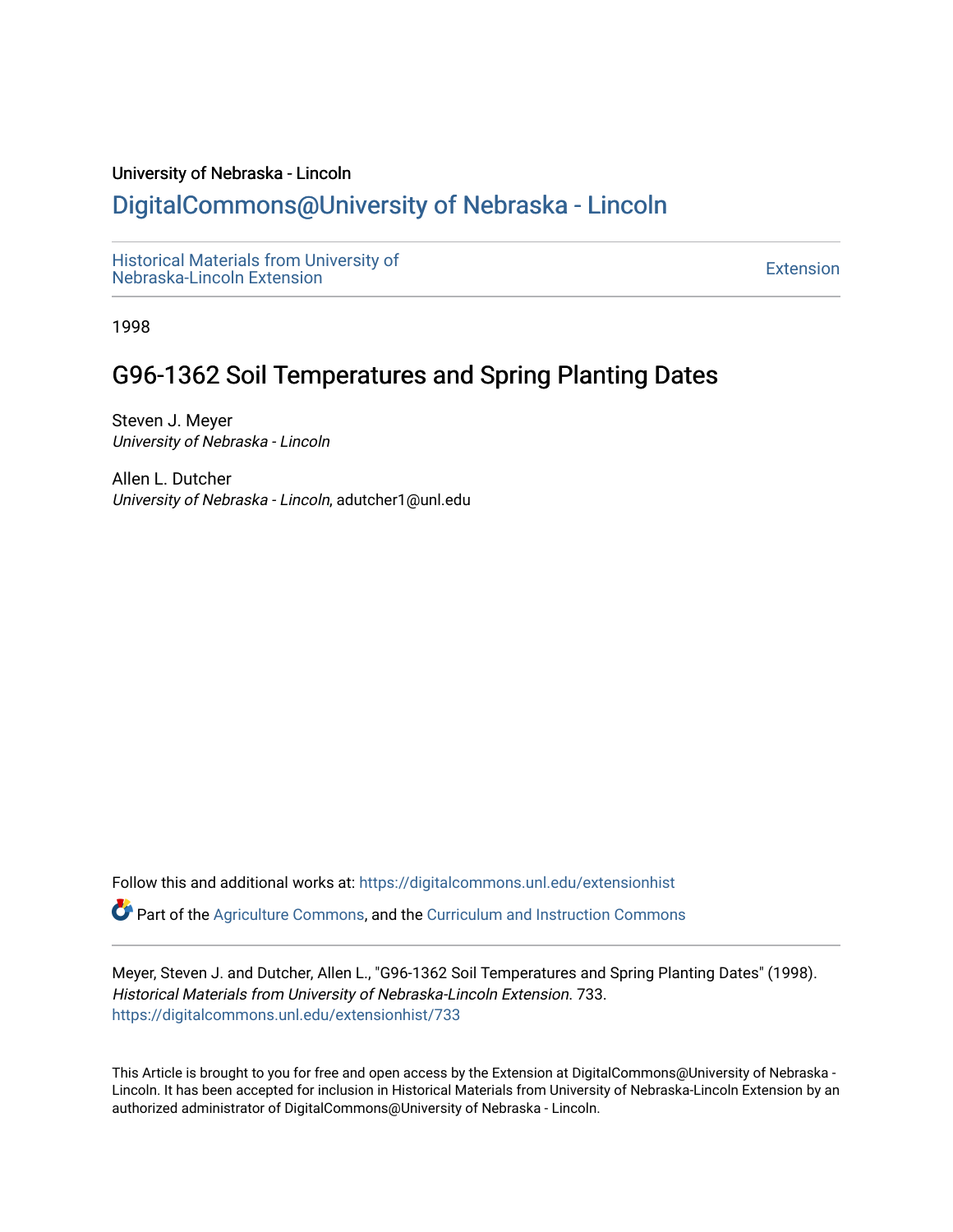University of Nebraska - Lincoln

# DigitalCommons@University of Nebraska - Lincoln

Historical Materials from University of Nebraska-Lincoln Extension

Extension

1998

## G96-1362 Soil Temperatures and Spring Planting Dates

Steven J. Meyer
*University of Nebraska - Lincoln*

Allen L. Dutcher
*University of Nebraska - Lincoln*, adutcher1@unl.edu

Follow this and additional works at: https://digitalcommons.unl.edu/extensionhist

Part of the Agriculture Commons, and the Curriculum and Instruction Commons

Meyer, Steven J. and Dutcher, Allen L., "G96-1362 Soil Temperatures and Spring Planting Dates" (1998). *Historical Materials from University of Nebraska-Lincoln Extension*. 733.
https://digitalcommons.unl.edu/extensionhist/733

This Article is brought to you for free and open access by the Extension at DigitalCommons@University of Nebraska - Lincoln. It has been accepted for inclusion in Historical Materials from University of Nebraska-Lincoln Extension by an authorized administrator of DigitalCommons@University of Nebraska - Lincoln.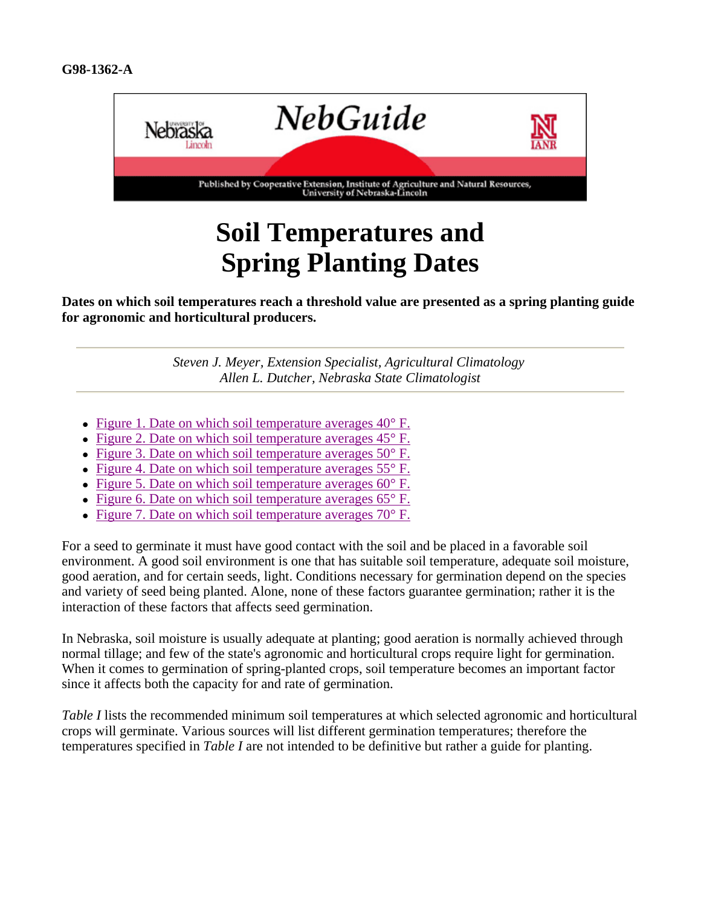**G98-1362-A**

NebGuide

Published by Cooperative Extension, Institute of Agriculture and Natural Resources, University of Nebraska-Lincoln

# Soil Temperatures and Spring Planting Dates

**Dates on which soil temperatures reach a threshold value are presented as a spring planting guide for agronomic and horticultural producers.**

---

*Steven J. Meyer, Extension Specialist, Agricultural Climatology*
*Allen L. Dutcher, Nebraska State Climatologist*

---

- Figure 1. Date on which soil temperature averages 40° F.
- Figure 2. Date on which soil temperature averages 45° F.
- Figure 3. Date on which soil temperature averages 50° F.
- Figure 4. Date on which soil temperature averages 55° F.
- Figure 5. Date on which soil temperature averages 60° F.
- Figure 6. Date on which soil temperature averages 65° F.
- Figure 7. Date on which soil temperature averages 70° F.

For a seed to germinate it must have good contact with the soil and be placed in a favorable soil environment. A good soil environment is one that has suitable soil temperature, adequate soil moisture, good aeration, and for certain seeds, light. Conditions necessary for germination depend on the species and variety of seed being planted. Alone, none of these factors guarantee germination; rather it is the interaction of these factors that affects seed germination.

In Nebraska, soil moisture is usually adequate at planting; good aeration is normally achieved through normal tillage; and few of the state's agronomic and horticultural crops require light for germination. When it comes to germination of spring-planted crops, soil temperature becomes an important factor since it affects both the capacity for and rate of germination.

*Table I* lists the recommended minimum soil temperatures at which selected agronomic and horticultural crops will germinate. Various sources will list different germination temperatures; therefore the temperatures specified in *Table I* are not intended to be definitive but rather a guide for planting.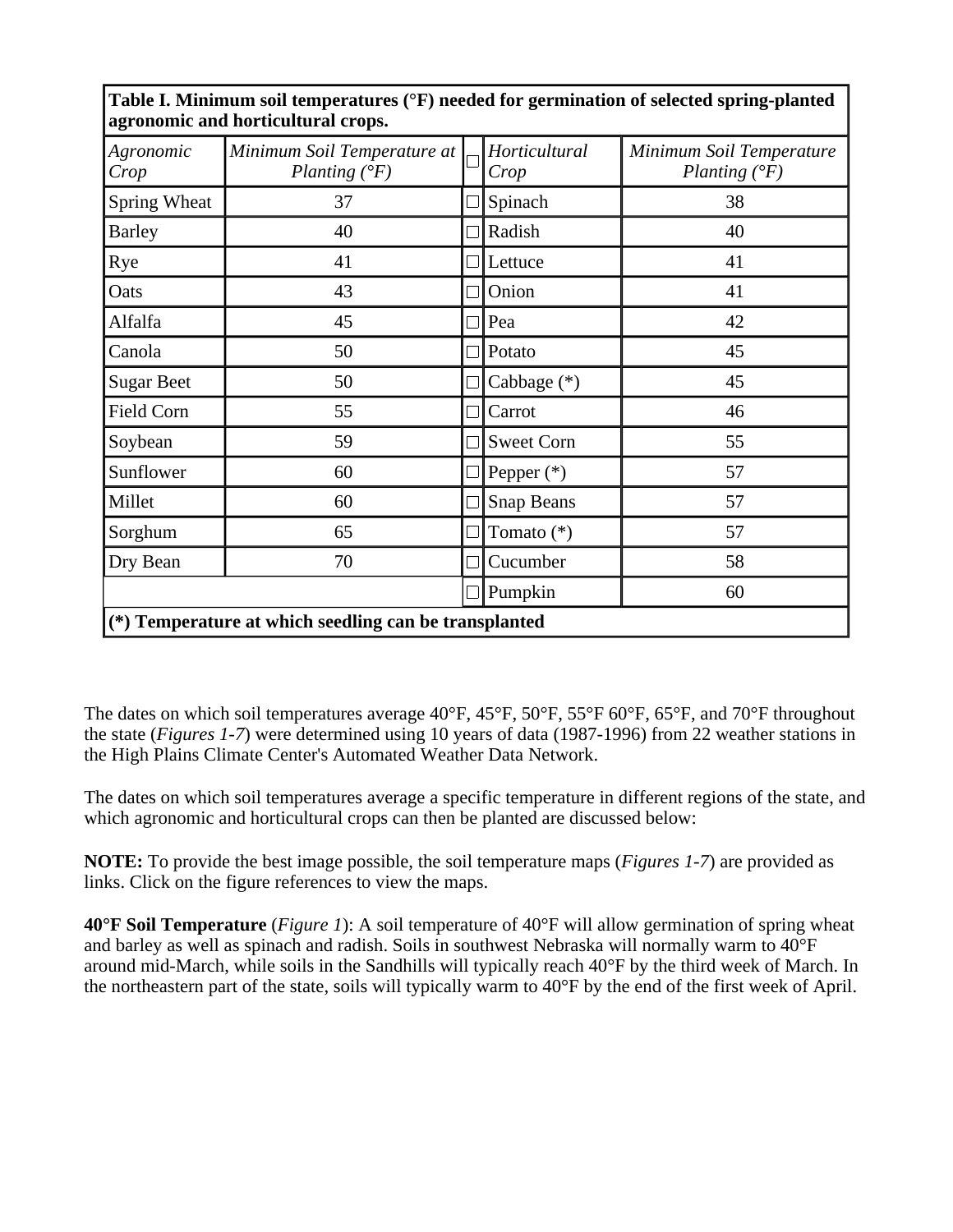**Table I. Minimum soil temperatures (°F) needed for germination of selected spring-planted agronomic and horticultural crops.**

| *Agronomic Crop* | *Minimum Soil Temperature at Planting (°F)* | *Horticultural Crop* | *Minimum Soil Temperature Planting (°F)* |
|---|---|---|---|
| Spring Wheat | 37 | Spinach | 38 |
| Barley | 40 | Radish | 40 |
| Rye | 41 | Lettuce | 41 |
| Oats | 43 | Onion | 41 |
| Alfalfa | 45 | Pea | 42 |
| Canola | 50 | Potato | 45 |
| Sugar Beet | 50 | Cabbage (*) | 45 |
| Field Corn | 55 | Carrot | 46 |
| Soybean | 59 | Sweet Corn | 55 |
| Sunflower | 60 | Pepper (*) | 57 |
| Millet | 60 | Snap Beans | 57 |
| Sorghum | 65 | Tomato (*) | 57 |
| Dry Bean | 70 | Cucumber | 58 |
| | | Pumpkin | 60 |

**(*) Temperature at which seedling can be transplanted**

The dates on which soil temperatures average 40°F, 45°F, 50°F, 55°F 60°F, 65°F, and 70°F throughout the state (*Figures 1-7*) were determined using 10 years of data (1987-1996) from 22 weather stations in the High Plains Climate Center's Automated Weather Data Network.

The dates on which soil temperatures average a specific temperature in different regions of the state, and which agronomic and horticultural crops can then be planted are discussed below:

**NOTE:** To provide the best image possible, the soil temperature maps (*Figures 1-7*) are provided as links. Click on the figure references to view the maps.

**40°F Soil Temperature** (*Figure 1*): A soil temperature of 40°F will allow germination of spring wheat and barley as well as spinach and radish. Soils in southwest Nebraska will normally warm to 40°F around mid-March, while soils in the Sandhills will typically reach 40°F by the third week of March. In the northeastern part of the state, soils will typically warm to 40°F by the end of the first week of April.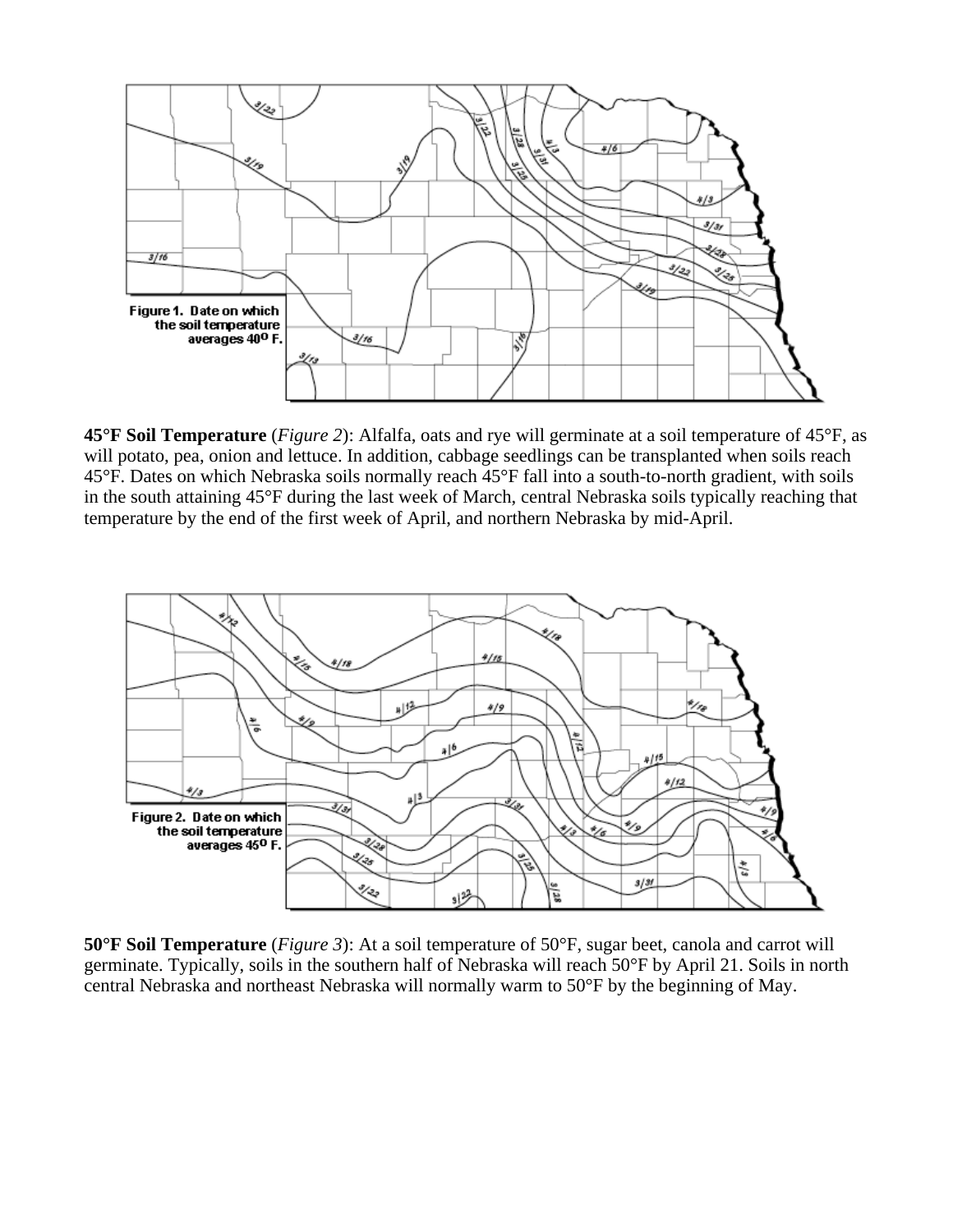Figure 1. Date on which the soil temperature averages 40° F.

**45°F Soil Temperature** (*Figure 2*): Alfalfa, oats and rye will germinate at a soil temperature of 45°F, as will potato, pea, onion and lettuce. In addition, cabbage seedlings can be transplanted when soils reach 45°F. Dates on which Nebraska soils normally reach 45°F fall into a south-to-north gradient, with soils in the south attaining 45°F during the last week of March, central Nebraska soils typically reaching that temperature by the end of the first week of April, and northern Nebraska by mid-April.

Figure 2. Date on which the soil temperature averages 45° F.

**50°F Soil Temperature** (*Figure 3*): At a soil temperature of 50°F, sugar beet, canola and carrot will germinate. Typically, soils in the southern half of Nebraska will reach 50°F by April 21. Soils in north central Nebraska and northeast Nebraska will normally warm to 50°F by the beginning of May.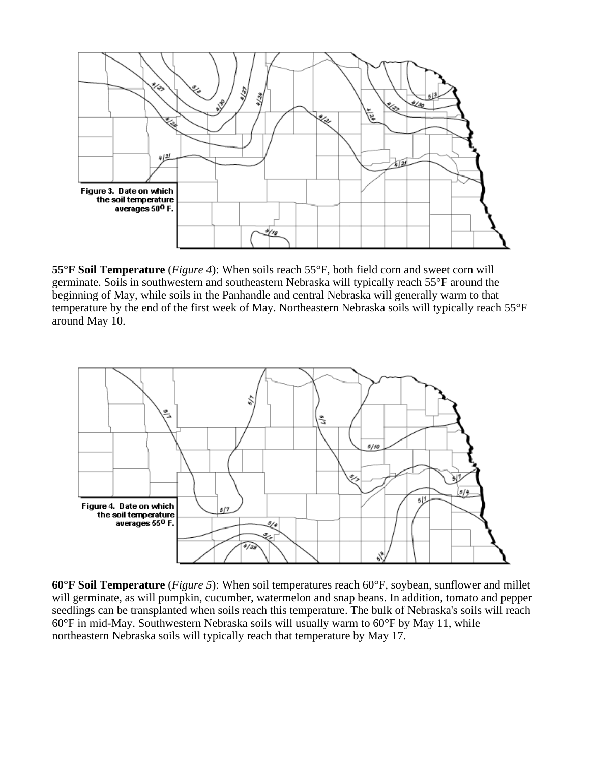Figure 3. Date on which the soil temperature averages 50° F.

**55°F Soil Temperature** (*Figure 4*): When soils reach 55°F, both field corn and sweet corn will germinate. Soils in southwestern and southeastern Nebraska will typically reach 55°F around the beginning of May, while soils in the Panhandle and central Nebraska will generally warm to that temperature by the end of the first week of May. Northeastern Nebraska soils will typically reach 55°F around May 10.

Figure 4. Date on which the soil temperature averages 55° F.

**60°F Soil Temperature** (*Figure 5*): When soil temperatures reach 60°F, soybean, sunflower and millet will germinate, as will pumpkin, cucumber, watermelon and snap beans. In addition, tomato and pepper seedlings can be transplanted when soils reach this temperature. The bulk of Nebraska's soils will reach 60°F in mid-May. Southwestern Nebraska soils will usually warm to 60°F by May 11, while northeastern Nebraska soils will typically reach that temperature by May 17.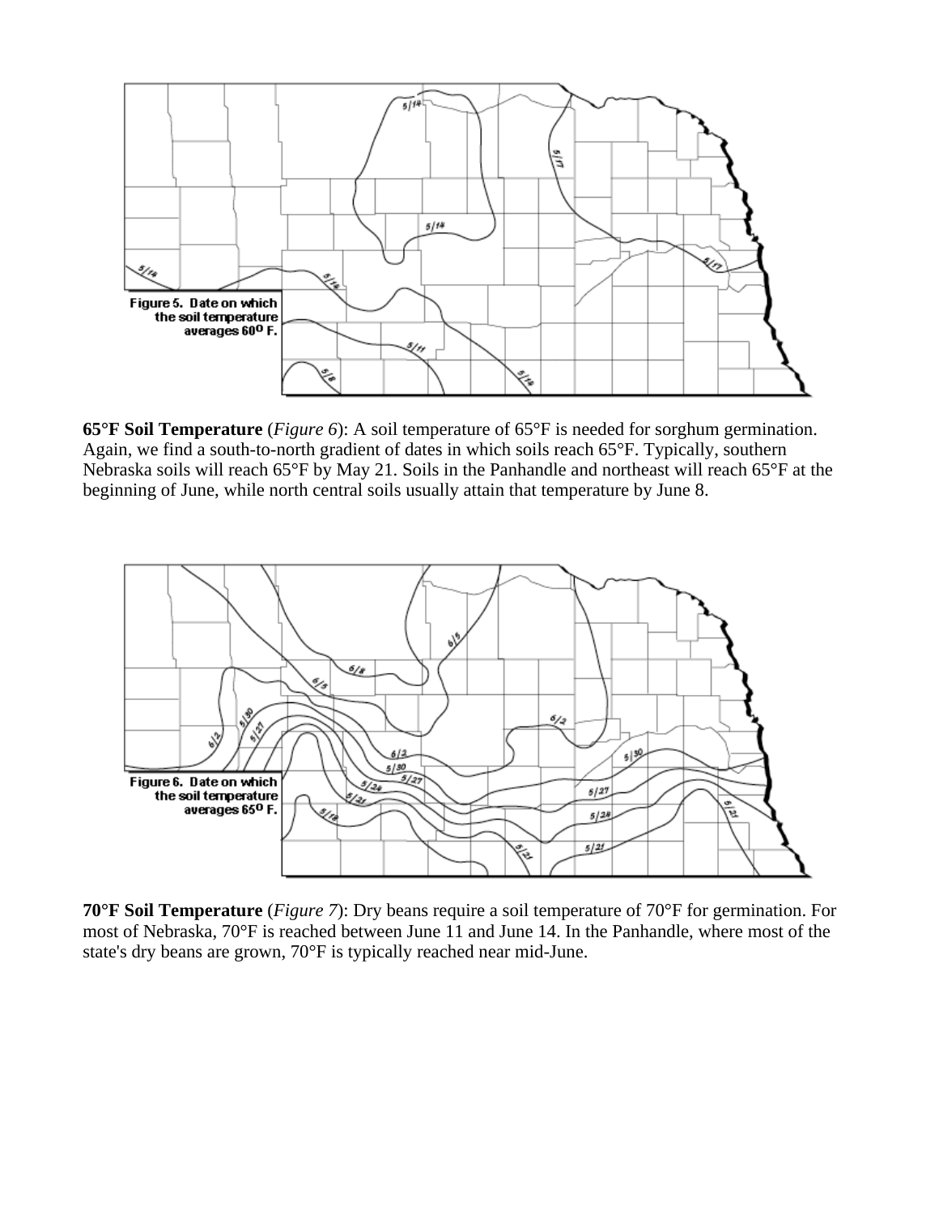Figure 5. Date on which the soil temperature averages 60° F.

**65°F Soil Temperature** (*Figure 6*): A soil temperature of 65°F is needed for sorghum germination. Again, we find a south-to-north gradient of dates in which soils reach 65°F. Typically, southern Nebraska soils will reach 65°F by May 21. Soils in the Panhandle and northeast will reach 65°F at the beginning of June, while north central soils usually attain that temperature by June 8.

Figure 6. Date on which the soil temperature averages 65° F.

**70°F Soil Temperature** (*Figure 7*): Dry beans require a soil temperature of 70°F for germination. For most of Nebraska, 70°F is reached between June 11 and June 14. In the Panhandle, where most of the state's dry beans are grown, 70°F is typically reached near mid-June.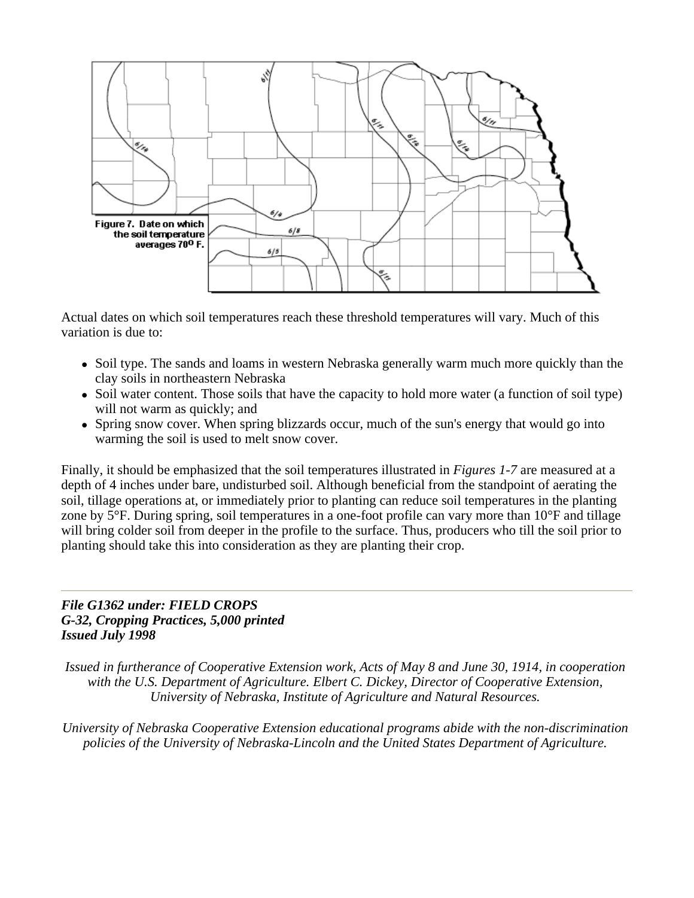Figure 7. Date on which the soil temperature averages 70° F.

6/11

6/14

6/11

6/14

6/14

6/11

6/4

6/8

6/5

6/11

Actual dates on which soil temperatures reach these threshold temperatures will vary. Much of this variation is due to:

- Soil type. The sands and loams in western Nebraska generally warm much more quickly than the clay soils in northeastern Nebraska
- Soil water content. Those soils that have the capacity to hold more water (a function of soil type) will not warm as quickly; and
- Spring snow cover. When spring blizzards occur, much of the sun's energy that would go into warming the soil is used to melt snow cover.

Finally, it should be emphasized that the soil temperatures illustrated in *Figures 1-7* are measured at a depth of 4 inches under bare, undisturbed soil. Although beneficial from the standpoint of aerating the soil, tillage operations at, or immediately prior to planting can reduce soil temperatures in the planting zone by 5°F. During spring, soil temperatures in a one-foot profile can vary more than 10°F and tillage will bring colder soil from deeper in the profile to the surface. Thus, producers who till the soil prior to planting should take this into consideration as they are planting their crop.

---

***File G1362 under: FIELD CROPS***
***G-32, Cropping Practices, 5,000 printed***
***Issued July 1998***

*Issued in furtherance of Cooperative Extension work, Acts of May 8 and June 30, 1914, in cooperation with the U.S. Department of Agriculture. Elbert C. Dickey, Director of Cooperative Extension, University of Nebraska, Institute of Agriculture and Natural Resources.*

*University of Nebraska Cooperative Extension educational programs abide with the non-discrimination policies of the University of Nebraska-Lincoln and the United States Department of Agriculture.*